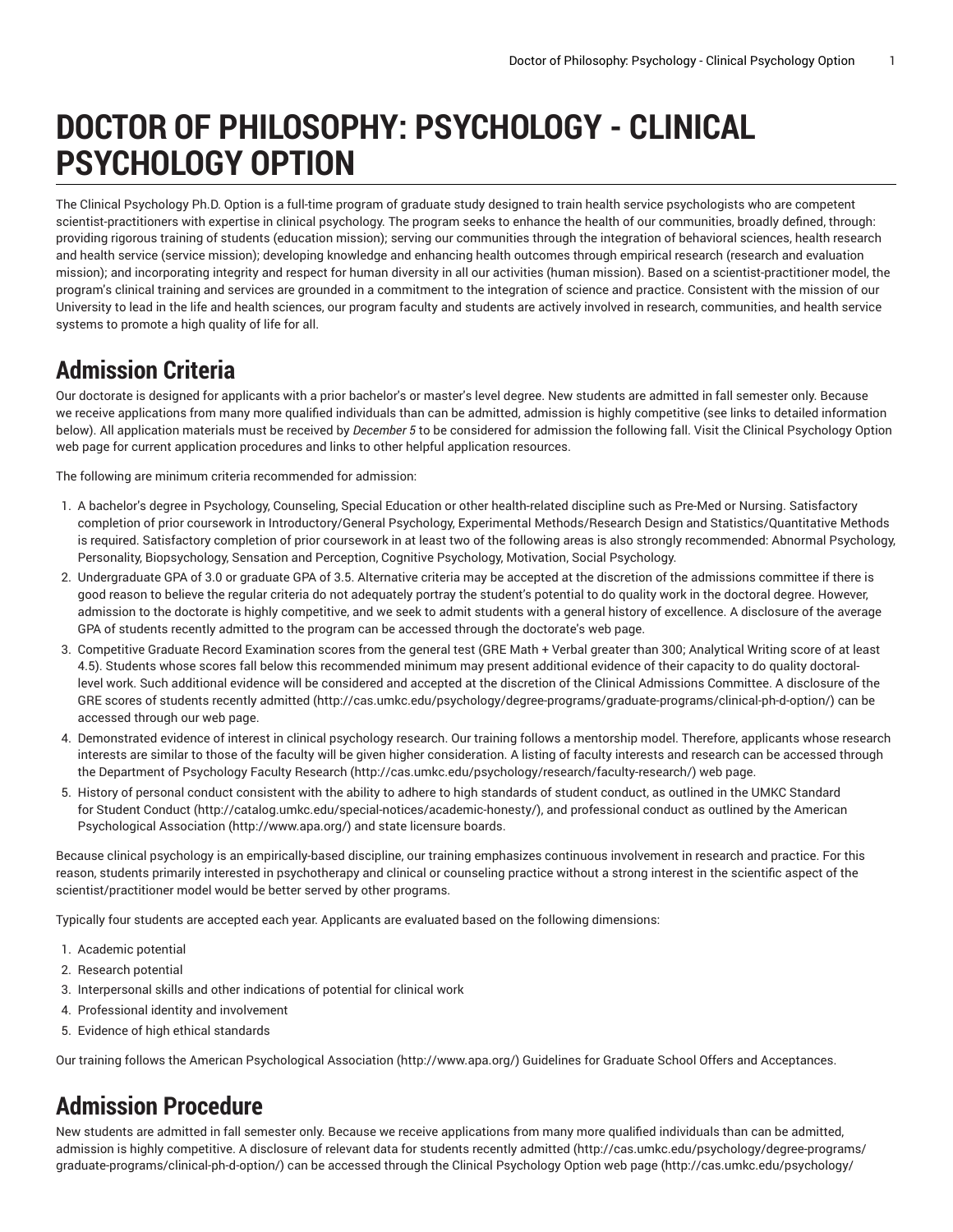# DOCTOR OF PHILOSOPHY: PSYCHOLOGY - CLINICAL PSYCHOLOGY OPTION

The Clinical Psychology Ph.D. Option is a full-time program of graduate study designed to train health service psychologists who are competent scientist-practitioners with expertise in clinical psychology. The program seeks to enhance the health of our communities, broadly defined, through: providing rigorous training of students (education mission); serving our communities through the integration of behavioral sciences, health research and health service (service mission); developing knowledge and enhancing health outcomes through empirical research (research and evaluation mission); and incorporating integrity and respect for human diversity in all our activities (human mission). Based on a scientist-practitioner model, the program's clinical training and services are grounded in a commitment to the integration of science and practice. Consistent with the mission of our University to lead in the life and health sciences, our program faculty and students are actively involved in research, communities, and health service systems to promote a high quality of life for all.

## Admission Criteria

Our doctorate is designed for applicants with a prior bachelor's or master's level degree. New students are admitted in fall semester only. Because we receive applications from many more qualified individuals than can be admitted, admission is highly competitive (see links to detailed information below). All application materials must be received by *December 5* to be considered for admission the following fall. Visit the Clinical Psychology Option web page for current application procedures and links to other helpful application resources.

The following are minimum criteria recommended for admission:

1. A bachelor's degree in Psychology, Counseling, Special Education or other health-related discipline such as Pre-Med or Nursing. Satisfactory completion of prior coursework in Introductory/General Psychology, Experimental Methods/Research Design and Statistics/Quantitative Methods is required. Satisfactory completion of prior coursework in at least two of the following areas is also strongly recommended: Abnormal Psychology, Personality, Biopsychology, Sensation and Perception, Cognitive Psychology, Motivation, Social Psychology.
2. Undergraduate GPA of 3.0 or graduate GPA of 3.5. Alternative criteria may be accepted at the discretion of the admissions committee if there is good reason to believe the regular criteria do not adequately portray the student's potential to do quality work in the doctoral degree. However, admission to the doctorate is highly competitive, and we seek to admit students with a general history of excellence. A disclosure of the average GPA of students recently admitted to the program can be accessed through the doctorate's web page.
3. Competitive Graduate Record Examination scores from the general test (GRE Math + Verbal greater than 300; Analytical Writing score of at least 4.5). Students whose scores fall below this recommended minimum may present additional evidence of their capacity to do quality doctoral-level work. Such additional evidence will be considered and accepted at the discretion of the Clinical Admissions Committee. A disclosure of the GRE scores of students recently admitted (http://cas.umkc.edu/psychology/degree-programs/graduate-programs/clinical-ph-d-option/) can be accessed through our web page.
4. Demonstrated evidence of interest in clinical psychology research. Our training follows a mentorship model. Therefore, applicants whose research interests are similar to those of the faculty will be given higher consideration. A listing of faculty interests and research can be accessed through the Department of Psychology Faculty Research (http://cas.umkc.edu/psychology/research/faculty-research/) web page.
5. History of personal conduct consistent with the ability to adhere to high standards of student conduct, as outlined in the UMKC Standard for Student Conduct (http://catalog.umkc.edu/special-notices/academic-honesty/), and professional conduct as outlined by the American Psychological Association (http://www.apa.org/) and state licensure boards.

Because clinical psychology is an empirically-based discipline, our training emphasizes continuous involvement in research and practice. For this reason, students primarily interested in psychotherapy and clinical or counseling practice without a strong interest in the scientific aspect of the scientist/practitioner model would be better served by other programs.

Typically four students are accepted each year. Applicants are evaluated based on the following dimensions:

1. Academic potential
2. Research potential
3. Interpersonal skills and other indications of potential for clinical work
4. Professional identity and involvement
5. Evidence of high ethical standards

Our training follows the American Psychological Association (http://www.apa.org/) Guidelines for Graduate School Offers and Acceptances.

## Admission Procedure

New students are admitted in fall semester only. Because we receive applications from many more qualified individuals than can be admitted, admission is highly competitive. A disclosure of relevant data for students recently admitted (http://cas.umkc.edu/psychology/degree-programs/graduate-programs/clinical-ph-d-option/) can be accessed through the Clinical Psychology Option web page (http://cas.umkc.edu/psychology/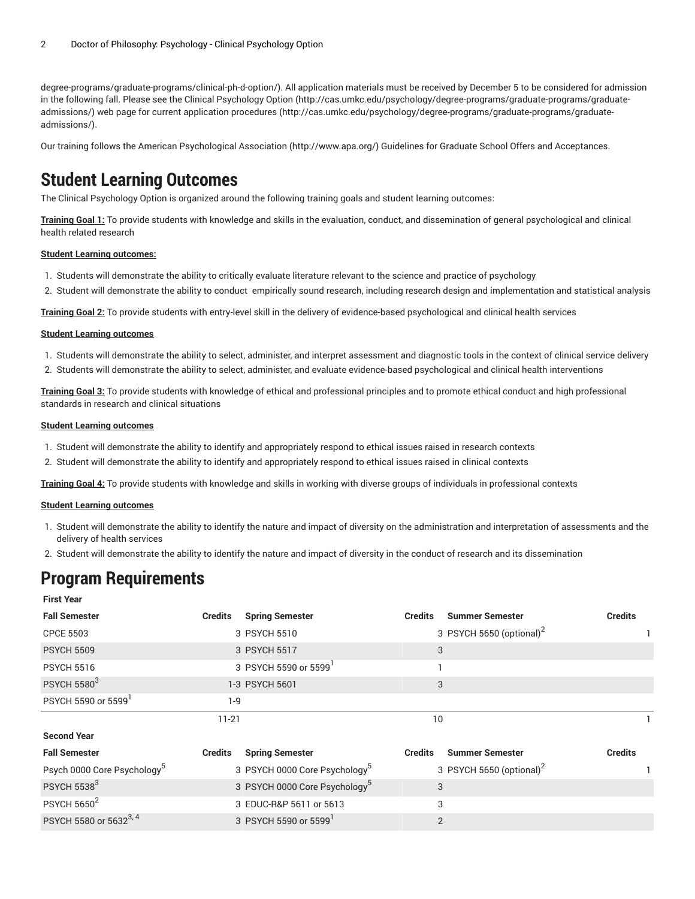degree-programs/graduate-programs/clinical-ph-d-option/). All application materials must be received by December 5 to be considered for admission in the following fall. Please see the Clinical Psychology Option (http://cas.umkc.edu/psychology/degree-programs/graduate-programs/graduate-admissions/) web page for current application procedures (http://cas.umkc.edu/psychology/degree-programs/graduate-programs/graduate-admissions/).

Our training follows the American Psychological Association (http://www.apa.org/) Guidelines for Graduate School Offers and Acceptances.

## Student Learning Outcomes

The Clinical Psychology Option is organized around the following training goals and student learning outcomes:

**Training Goal 1:** To provide students with knowledge and skills in the evaluation, conduct, and dissemination of general psychological and clinical health related research

**Student Learning outcomes:**

1. Students will demonstrate the ability to critically evaluate literature relevant to the science and practice of psychology
2. Student will demonstrate the ability to conduct empirically sound research, including research design and implementation and statistical analysis

**Training Goal 2:** To provide students with entry-level skill in the delivery of evidence-based psychological and clinical health services

**Student Learning outcomes**

1. Students will demonstrate the ability to select, administer, and interpret assessment and diagnostic tools in the context of clinical service delivery
2. Students will demonstrate the ability to select, administer, and evaluate evidence-based psychological and clinical health interventions

**Training Goal 3:** To provide students with knowledge of ethical and professional principles and to promote ethical conduct and high professional standards in research and clinical situations

**Student Learning outcomes**

1. Student will demonstrate the ability to identify and appropriately respond to ethical issues raised in research contexts
2. Student will demonstrate the ability to identify and appropriately respond to ethical issues raised in clinical contexts

**Training Goal 4:** To provide students with knowledge and skills in working with diverse groups of individuals in professional contexts

**Student Learning outcomes**

1. Student will demonstrate the ability to identify the nature and impact of diversity on the administration and interpretation of assessments and the delivery of health services
2. Student will demonstrate the ability to identify the nature and impact of diversity in the conduct of research and its dissemination

## Program Requirements

**First Year**

| Fall Semester | Credits | Spring Semester | Credits | Summer Semester | Credits |
|---|---|---|---|---|---|
| CPCE 5503 | 3 | PSYCH 5510 | 3 | PSYCH 5650 (optional)[2] | 1 |
| PSYCH 5509 | 3 | PSYCH 5517 | 3 | | |
| PSYCH 5516 | 3 | PSYCH 5590 or 5599[1] | 1 | | |
| PSYCH 5580[3] | 1-3 | PSYCH 5601 | 3 | | |
| PSYCH 5590 or 5599[1] | 1-9 | | | | |
| | 11-21 | | 10 | | 1 |

**Second Year**

| Fall Semester | Credits | Spring Semester | Credits | Summer Semester | Credits |
|---|---|---|---|---|---|
| Psych 0000 Core Psychology[5] | 3 | PSYCH 0000 Core Psychology[5] | 3 | PSYCH 5650 (optional)[2] | 1 |
| PSYCH 5538[3] | 3 | PSYCH 0000 Core Psychology[5] | 3 | | |
| PSYCH 5650[2] | 3 | EDUC-R&P 5611 or 5613 | 3 | | |
| PSYCH 5580 or 5632[3, 4] | 3 | PSYCH 5590 or 5599[1] | 2 | | |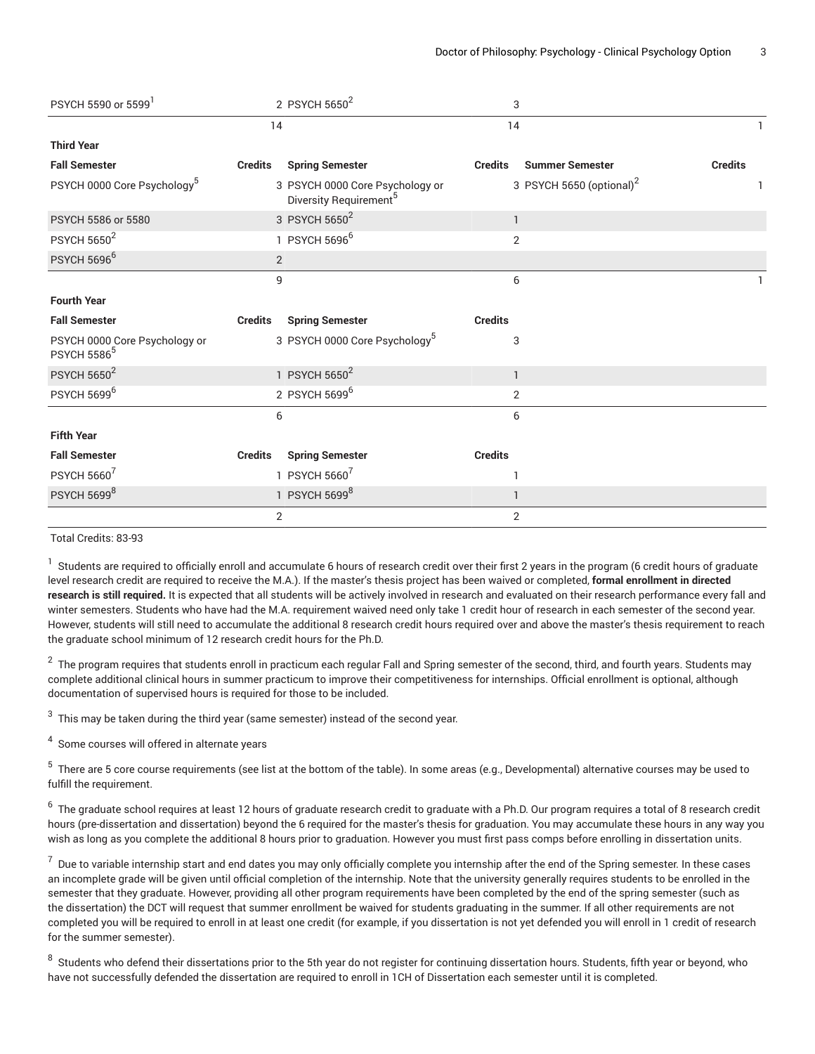| PSYCH 5590 or 5599[1] | 2 | PSYCH 5650[2] | 3 | | |
|---|---|---|---|---|---|
| | 14 | | 14 | | 1 |
| **Third Year** | | | | | |
| **Fall Semester** | **Credits** | **Spring Semester** | **Credits** | **Summer Semester** | **Credits** |
| PSYCH 0000 Core Psychology[5] | 3 | PSYCH 0000 Core Psychology or Diversity Requirement[5] | 3 | PSYCH 5650 (optional)[2] | 1 |
| PSYCH 5586 or 5580 | 3 | PSYCH 5650[2] | 1 | | |
| PSYCH 5650[2] | 1 | PSYCH 5696[6] | 2 | | |
| PSYCH 5696[6] | 2 | | | | |
| | 9 | | 6 | | 1 |
| **Fourth Year** | | | | | |
| **Fall Semester** | **Credits** | **Spring Semester** | **Credits** | | |
| PSYCH 0000 Core Psychology or PSYCH 5586[5] | 3 | PSYCH 0000 Core Psychology[5] | 3 | | |
| PSYCH 5650[2] | 1 | PSYCH 5650[2] | 1 | | |
| PSYCH 5699[6] | 2 | PSYCH 5699[6] | 2 | | |
| | 6 | | 6 | | |
| **Fifth Year** | | | | | |
| **Fall Semester** | **Credits** | **Spring Semester** | **Credits** | | |
| PSYCH 5660[7] | 1 | PSYCH 5660[7] | 1 | | |
| PSYCH 5699[8] | 1 | PSYCH 5699[8] | 1 | | |
| | 2 | | 2 | | |

Total Credits: 83-93

[1] Students are required to officially enroll and accumulate 6 hours of research credit over their first 2 years in the program (6 credit hours of graduate level research credit are required to receive the M.A.). If the master's thesis project has been waived or completed, **formal enrollment in directed research is still required.** It is expected that all students will be actively involved in research and evaluated on their research performance every fall and winter semesters. Students who have had the M.A. requirement waived need only take 1 credit hour of research in each semester of the second year. However, students will still need to accumulate the additional 8 research credit hours required over and above the master's thesis requirement to reach the graduate school minimum of 12 research credit hours for the Ph.D.

[2] The program requires that students enroll in practicum each regular Fall and Spring semester of the second, third, and fourth years. Students may complete additional clinical hours in summer practicum to improve their competitiveness for internships. Official enrollment is optional, although documentation of supervised hours is required for those to be included.

[3] This may be taken during the third year (same semester) instead of the second year.

[4] Some courses will offered in alternate years

[5] There are 5 core course requirements (see list at the bottom of the table). In some areas (e.g., Developmental) alternative courses may be used to fulfill the requirement.

[6] The graduate school requires at least 12 hours of graduate research credit to graduate with a Ph.D. Our program requires a total of 8 research credit hours (pre-dissertation and dissertation) beyond the 6 required for the master's thesis for graduation. You may accumulate these hours in any way you wish as long as you complete the additional 8 hours prior to graduation. However you must first pass comps before enrolling in dissertation units.

[7] Due to variable internship start and end dates you may only officially complete you internship after the end of the Spring semester. In these cases an incomplete grade will be given until official completion of the internship. Note that the university generally requires students to be enrolled in the semester that they graduate. However, providing all other program requirements have been completed by the end of the spring semester (such as the dissertation) the DCT will request that summer enrollment be waived for students graduating in the summer. If all other requirements are not completed you will be required to enroll in at least one credit (for example, if you dissertation is not yet defended you will enroll in 1 credit of research for the summer semester).

[8] Students who defend their dissertations prior to the 5th year do not register for continuing dissertation hours. Students, fifth year or beyond, who have not successfully defended the dissertation are required to enroll in 1CH of Dissertation each semester until it is completed.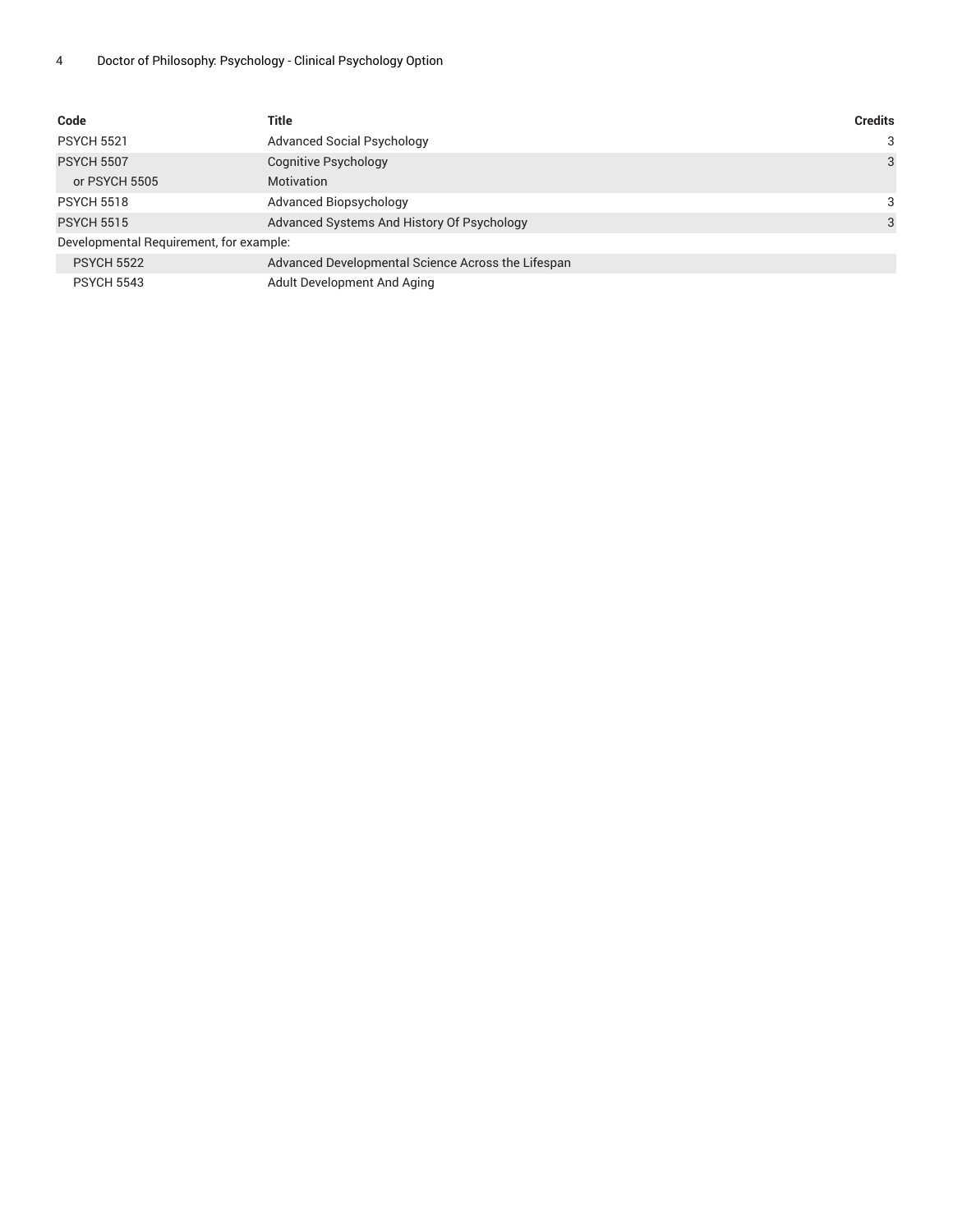| Code | Title | Credits |
| --- | --- | --- |
| PSYCH 5521 | Advanced Social Psychology | 3 |
| PSYCH 5507 | Cognitive Psychology | 3 |
| or PSYCH 5505 | Motivation | |
| PSYCH 5518 | Advanced Biopsychology | 3 |
| PSYCH 5515 | Advanced Systems And History Of Psychology | 3 |
| Developmental Requirement, for example: | | |
| PSYCH 5522 | Advanced Developmental Science Across the Lifespan | |
| PSYCH 5543 | Adult Development And Aging | |